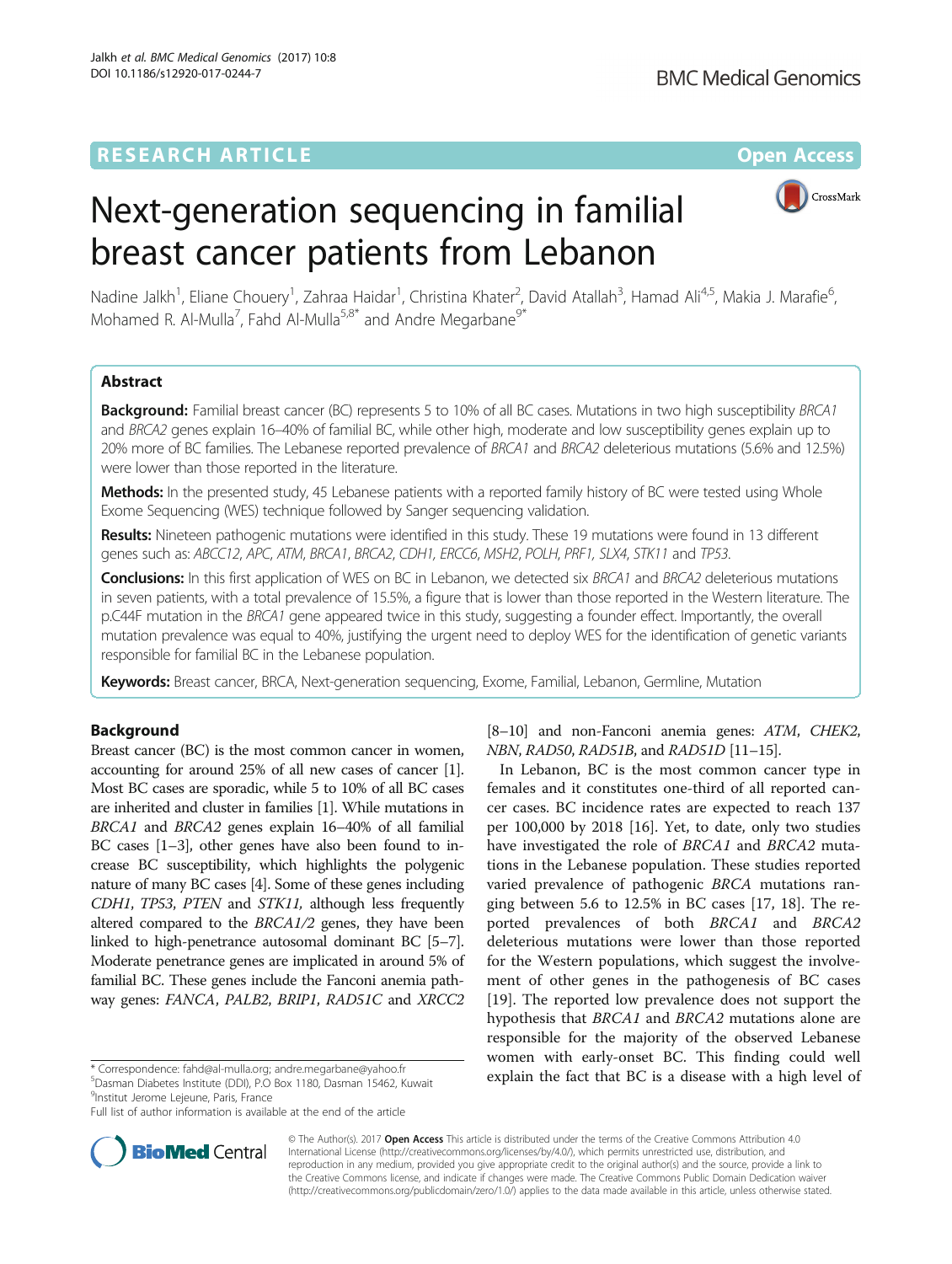# Next-generation sequencing in familial breast cancer patients from Lebanon

**RESEARCH ARTICLE** **Open Access**

Nadine Jalkh[1], Eliane Chouery[1], Zahraa Haidar[1], Christina Khater[2], David Atallah[3], Hamad Ali[4,5], Makia J. Marafie[6], Mohamed R. Al-Mulla[7], Fahd Al-Mulla[5,8*] and Andre Megarbane[9*]

## Abstract

**Background:** Familial breast cancer (BC) represents 5 to 10% of all BC cases. Mutations in two high susceptibility *BRCA1* and *BRCA2* genes explain 16–40% of familial BC, while other high, moderate and low susceptibility genes explain up to 20% more of BC families. The Lebanese reported prevalence of *BRCA1* and *BRCA2* deleterious mutations (5.6% and 12.5%) were lower than those reported in the literature.

**Methods:** In the presented study, 45 Lebanese patients with a reported family history of BC were tested using Whole Exome Sequencing (WES) technique followed by Sanger sequencing validation.

**Results:** Nineteen pathogenic mutations were identified in this study. These 19 mutations were found in 13 different genes such as: *ABCC12*, *APC*, *ATM*, *BRCA1*, *BRCA2*, *CDH1*, *ERCC6*, *MSH2*, *POLH*, *PRF1*, *SLX4*, *STK11* and *TP53*.

**Conclusions:** In this first application of WES on BC in Lebanon, we detected six *BRCA1* and *BRCA2* deleterious mutations in seven patients, with a total prevalence of 15.5%, a figure that is lower than those reported in the Western literature. The p.C44F mutation in the *BRCA1* gene appeared twice in this study, suggesting a founder effect. Importantly, the overall mutation prevalence was equal to 40%, justifying the urgent need to deploy WES for the identification of genetic variants responsible for familial BC in the Lebanese population.

**Keywords:** Breast cancer, BRCA, Next-generation sequencing, Exome, Familial, Lebanon, Germline, Mutation

## Background

Breast cancer (BC) is the most common cancer in women, accounting for around 25% of all new cases of cancer [1]. Most BC cases are sporadic, while 5 to 10% of all BC cases are inherited and cluster in families [1]. While mutations in *BRCA1* and *BRCA2* genes explain 16–40% of all familial BC cases [1–3], other genes have also been found to increase BC susceptibility, which highlights the polygenic nature of many BC cases [4]. Some of these genes including *CDH1*, *TP53*, *PTEN* and *STK11*, although less frequently altered compared to the *BRCA1/2* genes, they have been linked to high-penetrance autosomal dominant BC [5–7]. Moderate penetrance genes are implicated in around 5% of familial BC. These genes include the Fanconi anemia pathway genes: *FANCA*, *PALB2*, *BRIP1*, *RAD51C* and *XRCC2* [8–10] and non-Fanconi anemia genes: *ATM*, *CHEK2*, *NBN*, *RAD50*, *RAD51B*, and *RAD51D* [11–15].

In Lebanon, BC is the most common cancer type in females and it constitutes one-third of all reported cancer cases. BC incidence rates are expected to reach 137 per 100,000 by 2018 [16]. Yet, to date, only two studies have investigated the role of *BRCA1* and *BRCA2* mutations in the Lebanese population. These studies reported varied prevalence of pathogenic *BRCA* mutations ranging between 5.6 to 12.5% in BC cases [17, 18]. The reported prevalences of both *BRCA1* and *BRCA2* deleterious mutations were lower than those reported for the Western populations, which suggest the involvement of other genes in the pathogenesis of BC cases [19]. The reported low prevalence does not support the hypothesis that *BRCA1* and *BRCA2* mutations alone are responsible for the majority of the observed Lebanese women with early-onset BC. This finding could well explain the fact that BC is a disease with a high level of

\* Correspondence: fahd@al-mulla.org; andre.megarbane@yahoo.fr
[5]Dasman Diabetes Institute (DDI), P.O Box 1180, Dasman 15462, Kuwait
[9]Institut Jerome Lejeune, Paris, France
Full list of author information is available at the end of the article

© The Author(s). 2017 **Open Access** This article is distributed under the terms of the Creative Commons Attribution 4.0 International License (http://creativecommons.org/licenses/by/4.0/), which permits unrestricted use, distribution, and reproduction in any medium, provided you give appropriate credit to the original author(s) and the source, provide a link to the Creative Commons license, and indicate if changes were made. The Creative Commons Public Domain Dedication waiver (http://creativecommons.org/publicdomain/zero/1.0/) applies to the data made available in this article, unless otherwise stated.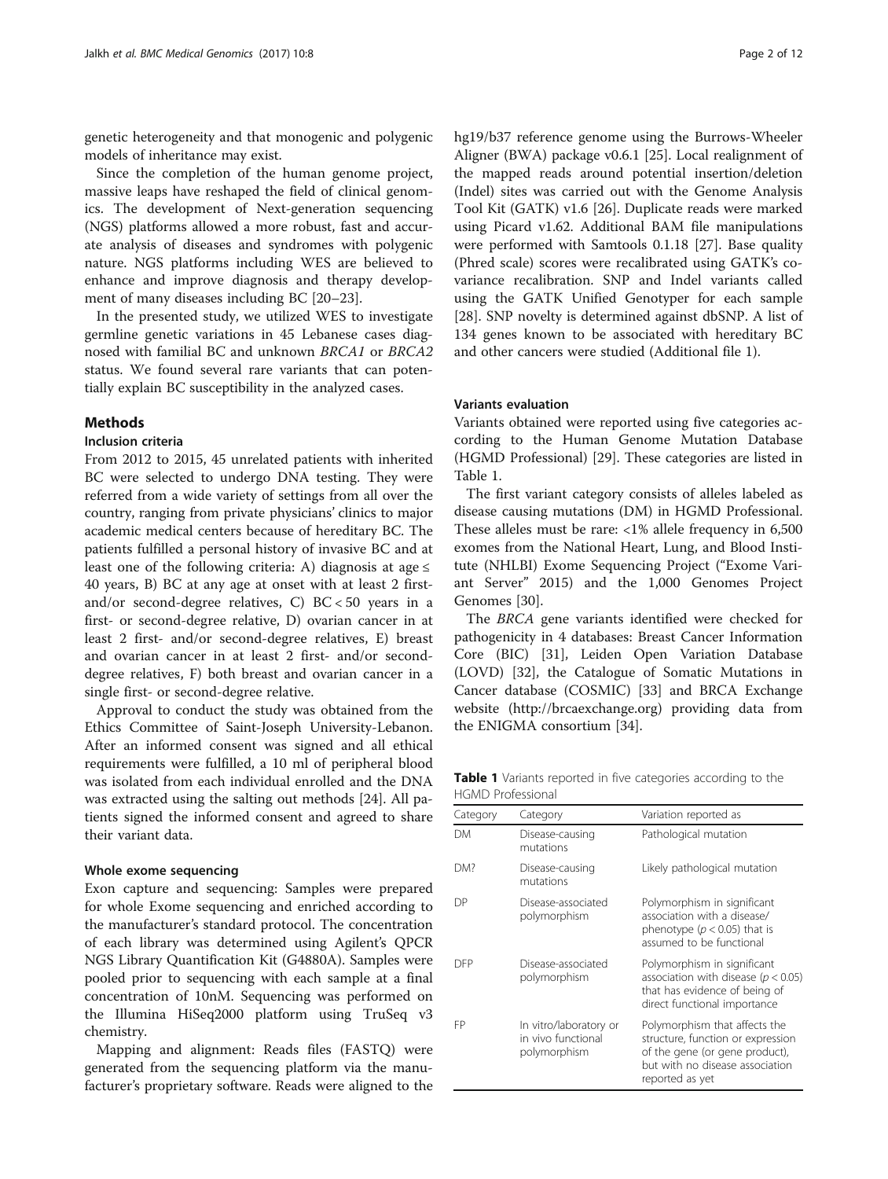genetic heterogeneity and that monogenic and polygenic models of inheritance may exist.

Since the completion of the human genome project, massive leaps have reshaped the field of clinical genomics. The development of Next-generation sequencing (NGS) platforms allowed a more robust, fast and accurate analysis of diseases and syndromes with polygenic nature. NGS platforms including WES are believed to enhance and improve diagnosis and therapy development of many diseases including BC [20–23].

In the presented study, we utilized WES to investigate germline genetic variations in 45 Lebanese cases diagnosed with familial BC and unknown *BRCA1* or *BRCA2* status. We found several rare variants that can potentially explain BC susceptibility in the analyzed cases.

## Methods

### Inclusion criteria

From 2012 to 2015, 45 unrelated patients with inherited BC were selected to undergo DNA testing. They were referred from a wide variety of settings from all over the country, ranging from private physicians' clinics to major academic medical centers because of hereditary BC. The patients fulfilled a personal history of invasive BC and at least one of the following criteria: A) diagnosis at age ≤ 40 years, B) BC at any age at onset with at least 2 first- and/or second-degree relatives, C) BC < 50 years in a first- or second-degree relative, D) ovarian cancer in at least 2 first- and/or second-degree relatives, E) breast and ovarian cancer in at least 2 first- and/or second-degree relatives, F) both breast and ovarian cancer in a single first- or second-degree relative.

Approval to conduct the study was obtained from the Ethics Committee of Saint-Joseph University-Lebanon. After an informed consent was signed and all ethical requirements were fulfilled, a 10 ml of peripheral blood was isolated from each individual enrolled and the DNA was extracted using the salting out methods [24]. All patients signed the informed consent and agreed to share their variant data.

### Whole exome sequencing

Exon capture and sequencing: Samples were prepared for whole Exome sequencing and enriched according to the manufacturer's standard protocol. The concentration of each library was determined using Agilent's QPCR NGS Library Quantification Kit (G4880A). Samples were pooled prior to sequencing with each sample at a final concentration of 10nM. Sequencing was performed on the Illumina HiSeq2000 platform using TruSeq v3 chemistry.

Mapping and alignment: Reads files (FASTQ) were generated from the sequencing platform via the manufacturer's proprietary software. Reads were aligned to the hg19/b37 reference genome using the Burrows-Wheeler Aligner (BWA) package v0.6.1 [25]. Local realignment of the mapped reads around potential insertion/deletion (Indel) sites was carried out with the Genome Analysis Tool Kit (GATK) v1.6 [26]. Duplicate reads were marked using Picard v1.62. Additional BAM file manipulations were performed with Samtools 0.1.18 [27]. Base quality (Phred scale) scores were recalibrated using GATK's covariance recalibration. SNP and Indel variants called using the GATK Unified Genotyper for each sample [28]. SNP novelty is determined against dbSNP. A list of 134 genes known to be associated with hereditary BC and other cancers were studied (Additional file 1).

### Variants evaluation

Variants obtained were reported using five categories according to the Human Genome Mutation Database (HGMD Professional) [29]. These categories are listed in Table 1.

The first variant category consists of alleles labeled as disease causing mutations (DM) in HGMD Professional. These alleles must be rare: <1% allele frequency in 6,500 exomes from the National Heart, Lung, and Blood Institute (NHLBI) Exome Sequencing Project ("Exome Variant Server" 2015) and the 1,000 Genomes Project Genomes [30].

The *BRCA* gene variants identified were checked for pathogenicity in 4 databases: Breast Cancer Information Core (BIC) [31], Leiden Open Variation Database (LOVD) [32], the Catalogue of Somatic Mutations in Cancer database (COSMIC) [33] and BRCA Exchange website (http://brcaexchange.org) providing data from the ENIGMA consortium [34].

**Table 1** Variants reported in five categories according to the HGMD Professional

| Category | Category | Variation reported as |
|---|---|---|
| DM | Disease-causing mutations | Pathological mutation |
| DM? | Disease-causing mutations | Likely pathological mutation |
| DP | Disease-associated polymorphism | Polymorphism in significant association with a disease/ phenotype ($p < 0.05$) that is assumed to be functional |
| DFP | Disease-associated polymorphism | Polymorphism in significant association with disease ($p < 0.05$) that has evidence of being of direct functional importance |
| FP | In vitro/laboratory or in vivo functional polymorphism | Polymorphism that affects the structure, function or expression of the gene (or gene product), but with no disease association reported as yet |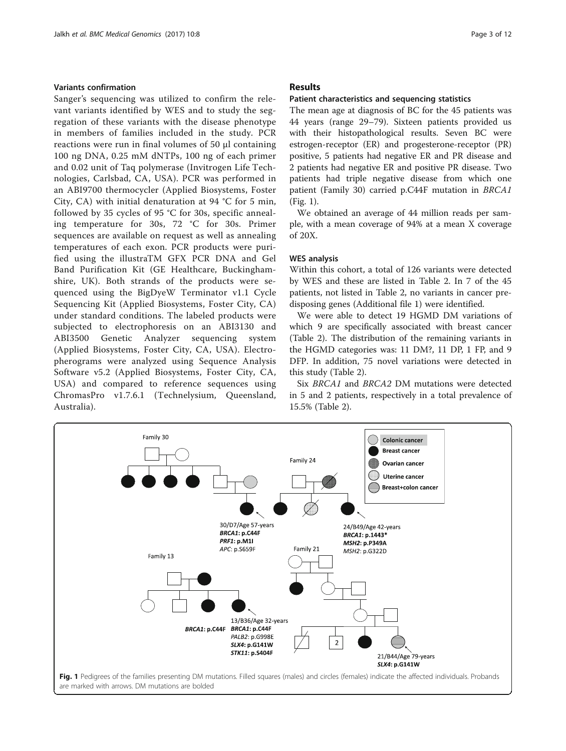### Variants confirmation

Sanger's sequencing was utilized to confirm the relevant variants identified by WES and to study the segregation of these variants with the disease phenotype in members of families included in the study. PCR reactions were run in final volumes of 50 μl containing 100 ng DNA, 0.25 mM dNTPs, 100 ng of each primer and 0.02 unit of Taq polymerase (Invitrogen Life Technologies, Carlsbad, CA, USA). PCR was performed in an ABI9700 thermocycler (Applied Biosystems, Foster City, CA) with initial denaturation at 94 °C for 5 min, followed by 35 cycles of 95 °C for 30s, specific annealing temperature for 30s, 72 °C for 30s. Primer sequences are available on request as well as annealing temperatures of each exon. PCR products were purified using the illustraTM GFX PCR DNA and Gel Band Purification Kit (GE Healthcare, Buckinghamshire, UK). Both strands of the products were sequenced using the BigDyeW Terminator v1.1 Cycle Sequencing Kit (Applied Biosystems, Foster City, CA) under standard conditions. The labeled products were subjected to electrophoresis on an ABI3130 and ABI3500 Genetic Analyzer sequencing system (Applied Biosystems, Foster City, CA, USA). Electropherograms were analyzed using Sequence Analysis Software v5.2 (Applied Biosystems, Foster City, CA, USA) and compared to reference sequences using ChromasPro v1.7.6.1 (Technelysium, Queensland, Australia).

## Results

### Patient characteristics and sequencing statistics

The mean age at diagnosis of BC for the 45 patients was 44 years (range 29–79). Sixteen patients provided us with their histopathological results. Seven BC were estrogen-receptor (ER) and progesterone-receptor (PR) positive, 5 patients had negative ER and PR disease and 2 patients had negative ER and positive PR disease. Two patients had triple negative disease from which one patient (Family 30) carried p.C44F mutation in *BRCA1* (Fig. 1).

We obtained an average of 44 million reads per sample, with a mean coverage of 94% at a mean X coverage of 20X.

### WES analysis

Within this cohort, a total of 126 variants were detected by WES and these are listed in Table 2. In 7 of the 45 patients, not listed in Table 2, no variants in cancer predisposing genes (Additional file 1) were identified.

We were able to detect 19 HGMD DM variations of which 9 are specifically associated with breast cancer (Table 2). The distribution of the remaining variants in the HGMD categories was: 11 DM?, 11 DP, 1 FP, and 9 DFP. In addition, 75 novel variations were detected in this study (Table 2).

Six *BRCA1* and *BRCA2* DM mutations were detected in 5 and 2 patients, respectively in a total prevalence of 15.5% (Table 2).

**Fig. 1** Pedigrees of the families presenting DM mutations. Filled squares (males) and circles (females) indicate the affected individuals. Probands are marked with arrows. DM mutations are bolded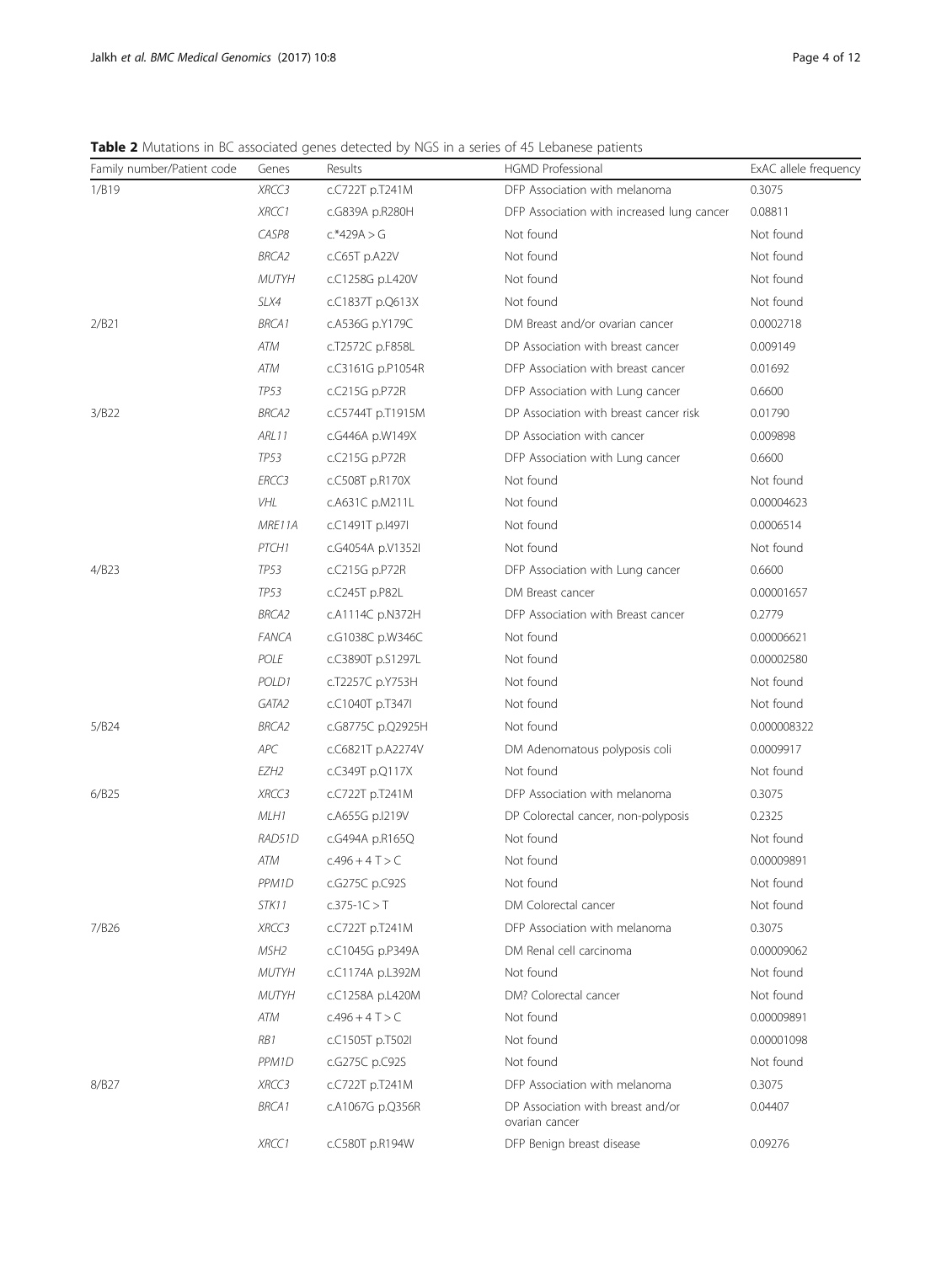**Table 2** Mutations in BC associated genes detected by NGS in a series of 45 Lebanese patients

| Family number/Patient code | Genes | Results | HGMD Professional | ExAC allele frequency |
|---|---|---|---|---|
| 1/B19 | *XRCC3* | c.C722T p.T241M | DFP Association with melanoma | 0.3075 |
| | *XRCC1* | c.G839A p.R280H | DFP Association with increased lung cancer | 0.08811 |
| | *CASP8* | c.*429A > G | Not found | Not found |
| | *BRCA2* | c.C65T p.A22V | Not found | Not found |
| | *MUTYH* | c.C1258G p.L420V | Not found | Not found |
| | *SLX4* | c.C1837T p.Q613X | Not found | Not found |
| 2/B21 | *BRCA1* | c.A536G p.Y179C | DM Breast and/or ovarian cancer | 0.0002718 |
| | *ATM* | c.T2572C p.F858L | DP Association with breast cancer | 0.009149 |
| | *ATM* | c.C3161G p.P1054R | DFP Association with breast cancer | 0.01692 |
| | *TP53* | c.C215G p.P72R | DFP Association with Lung cancer | 0.6600 |
| 3/B22 | *BRCA2* | c.C5744T p.T1915M | DP Association with breast cancer risk | 0.01790 |
| | *ARL11* | c.G446A p.W149X | DP Association with cancer | 0.009898 |
| | *TP53* | c.C215G p.P72R | DFP Association with Lung cancer | 0.6600 |
| | *ERCC3* | c.C508T p.R170X | Not found | Not found |
| | *VHL* | c.A631C p.M211L | Not found | 0.00004623 |
| | *MRE11A* | c.C1491T p.I497I | Not found | 0.0006514 |
| | *PTCH1* | c.G4054A p.V1352I | Not found | Not found |
| 4/B23 | *TP53* | c.C215G p.P72R | DFP Association with Lung cancer | 0.6600 |
| | *TP53* | c.C245T p.P82L | DM Breast cancer | 0.00001657 |
| | *BRCA2* | c.A1114C p.N372H | DFP Association with Breast cancer | 0.2779 |
| | *FANCA* | c.G1038C p.W346C | Not found | 0.00006621 |
| | *POLE* | c.C3890T p.S1297L | Not found | 0.00002580 |
| | *POLD1* | c.T2257C p.Y753H | Not found | Not found |
| | *GATA2* | c.C1040T p.T347I | Not found | Not found |
| 5/B24 | *BRCA2* | c.G8775C p.Q2925H | Not found | 0.000008322 |
| | *APC* | c.C6821T p.A2274V | DM Adenomatous polyposis coli | 0.0009917 |
| | *EZH2* | c.C349T p.Q117X | Not found | Not found |
| 6/B25 | *XRCC3* | c.C722T p.T241M | DFP Association with melanoma | 0.3075 |
| | *MLH1* | c.A655G p.I219V | DP Colorectal cancer, non-polyposis | 0.2325 |
| | *RAD51D* | c.G494A p.R165Q | Not found | Not found |
| | *ATM* | c.496 + 4 T > C | Not found | 0.00009891 |
| | *PPM1D* | c.G275C p.C92S | Not found | Not found |
| | *STK11* | c.375-1C > T | DM Colorectal cancer | Not found |
| 7/B26 | *XRCC3* | c.C722T p.T241M | DFP Association with melanoma | 0.3075 |
| | *MSH2* | c.C1045G p.P349A | DM Renal cell carcinoma | 0.00009062 |
| | *MUTYH* | c.C1174A p.L392M | Not found | Not found |
| | *MUTYH* | c.C1258A p.L420M | DM? Colorectal cancer | Not found |
| | *ATM* | c.496 + 4 T > C | Not found | 0.00009891 |
| | *RB1* | c.C1505T p.T502I | Not found | 0.00001098 |
| | *PPM1D* | c.G275C p.C92S | Not found | Not found |
| 8/B27 | *XRCC3* | c.C722T p.T241M | DFP Association with melanoma | 0.3075 |
| | *BRCA1* | c.A1067G p.Q356R | DP Association with breast and/or ovarian cancer | 0.04407 |
| | *XRCC1* | c.C580T p.R194W | DFP Benign breast disease | 0.09276 |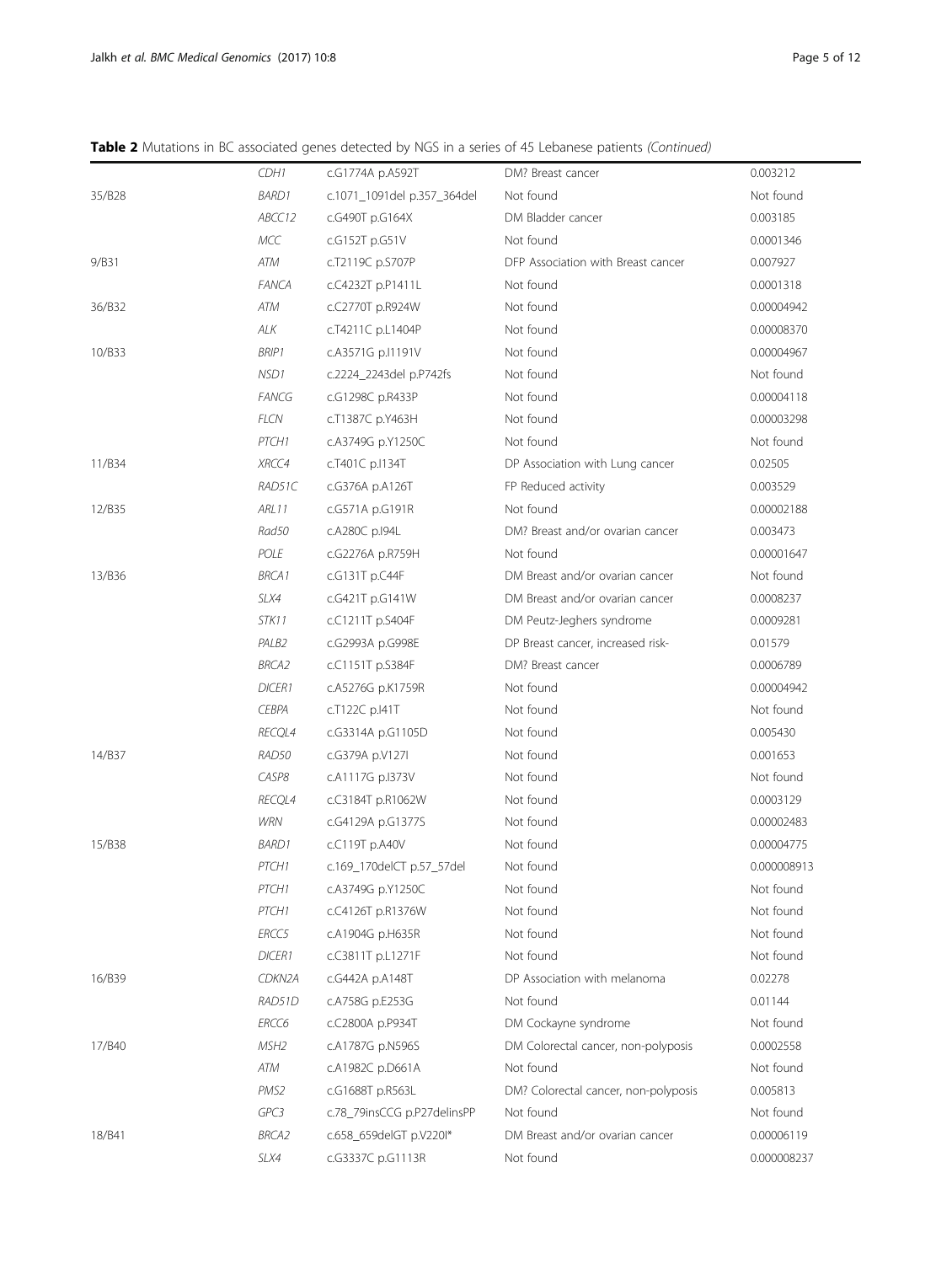**Table 2** Mutations in BC associated genes detected by NGS in a series of 45 Lebanese patients *(Continued)*

| | | | | |
|---|---|---|---|---|
| | *CDH1* | c.G1774A p.A592T | DM? Breast cancer | 0.003212 |
| 35/B28 | *BARD1* | c.1071_1091del p.357_364del | Not found | Not found |
| | *ABCC12* | c.G490T p.G164X | DM Bladder cancer | 0.003185 |
| | *MCC* | c.G152T p.G51V | Not found | 0.0001346 |
| 9/B31 | *ATM* | c.T2119C p.S707P | DFP Association with Breast cancer | 0.007927 |
| | *FANCA* | c.C4232T p.P1411L | Not found | 0.0001318 |
| 36/B32 | *ATM* | c.C2770T p.R924W | Not found | 0.00004942 |
| | *ALK* | c.T4211C p.L1404P | Not found | 0.00008370 |
| 10/B33 | *BRIP1* | c.A3571G p.I1191V | Not found | 0.00004967 |
| | *NSD1* | c.2224_2243del p.P742fs | Not found | Not found |
| | *FANCG* | c.G1298C p.R433P | Not found | 0.00004118 |
| | *FLCN* | c.T1387C p.Y463H | Not found | 0.00003298 |
| | *PTCH1* | c.A3749G p.Y1250C | Not found | Not found |
| 11/B34 | *XRCC4* | c.T401C p.I134T | DP Association with Lung cancer | 0.02505 |
| | *RAD51C* | c.G376A p.A126T | FP Reduced activity | 0.003529 |
| 12/B35 | *ARL11* | c.G571A p.G191R | Not found | 0.00002188 |
| | *Rad50* | c.A280C p.I94L | DM? Breast and/or ovarian cancer | 0.003473 |
| | *POLE* | c.G2276A p.R759H | Not found | 0.00001647 |
| 13/B36 | *BRCA1* | c.G131T p.C44F | DM Breast and/or ovarian cancer | Not found |
| | *SLX4* | c.G421T p.G141W | DM Breast and/or ovarian cancer | 0.0008237 |
| | *STK11* | c.C1211T p.S404F | DM Peutz-Jeghers syndrome | 0.0009281 |
| | *PALB2* | c.G2993A p.G998E | DP Breast cancer, increased risk- | 0.01579 |
| | *BRCA2* | c.C1151T p.S384F | DM? Breast cancer | 0.0006789 |
| | *DICER1* | c.A5276G p.K1759R | Not found | 0.00004942 |
| | *CEBPA* | c.T122C p.I41T | Not found | Not found |
| | *RECQL4* | c.G3314A p.G1105D | Not found | 0.005430 |
| 14/B37 | *RAD50* | c.G379A p.V127I | Not found | 0.001653 |
| | *CASP8* | c.A1117G p.I373V | Not found | Not found |
| | *RECQL4* | c.C3184T p.R1062W | Not found | 0.0003129 |
| | *WRN* | c.G4129A p.G1377S | Not found | 0.00002483 |
| 15/B38 | *BARD1* | c.C119T p.A40V | Not found | 0.00004775 |
| | *PTCH1* | c.169_170delCT p.57_57del | Not found | 0.000008913 |
| | *PTCH1* | c.A3749G p.Y1250C | Not found | Not found |
| | *PTCH1* | c.C4126T p.R1376W | Not found | Not found |
| | *ERCC5* | c.A1904G p.H635R | Not found | Not found |
| | *DICER1* | c.C3811T p.L1271F | Not found | Not found |
| 16/B39 | *CDKN2A* | c.G442A p.A148T | DP Association with melanoma | 0.02278 |
| | *RAD51D* | c.A758G p.E253G | Not found | 0.01144 |
| | *ERCC6* | c.C2800A p.P934T | DM Cockayne syndrome | Not found |
| 17/B40 | *MSH2* | c.A1787G p.N596S | DM Colorectal cancer, non-polyposis | 0.0002558 |
| | *ATM* | c.A1982C p.D661A | Not found | Not found |
| | *PMS2* | c.G1688T p.R563L | DM? Colorectal cancer, non-polyposis | 0.005813 |
| | *GPC3* | c.78_79insCCG p.P27delinsPP | Not found | Not found |
| 18/B41 | *BRCA2* | c.658_659delGT p.V220I* | DM Breast and/or ovarian cancer | 0.00006119 |
| | *SLX4* | c.G3337C p.G1113R | Not found | 0.000008237 |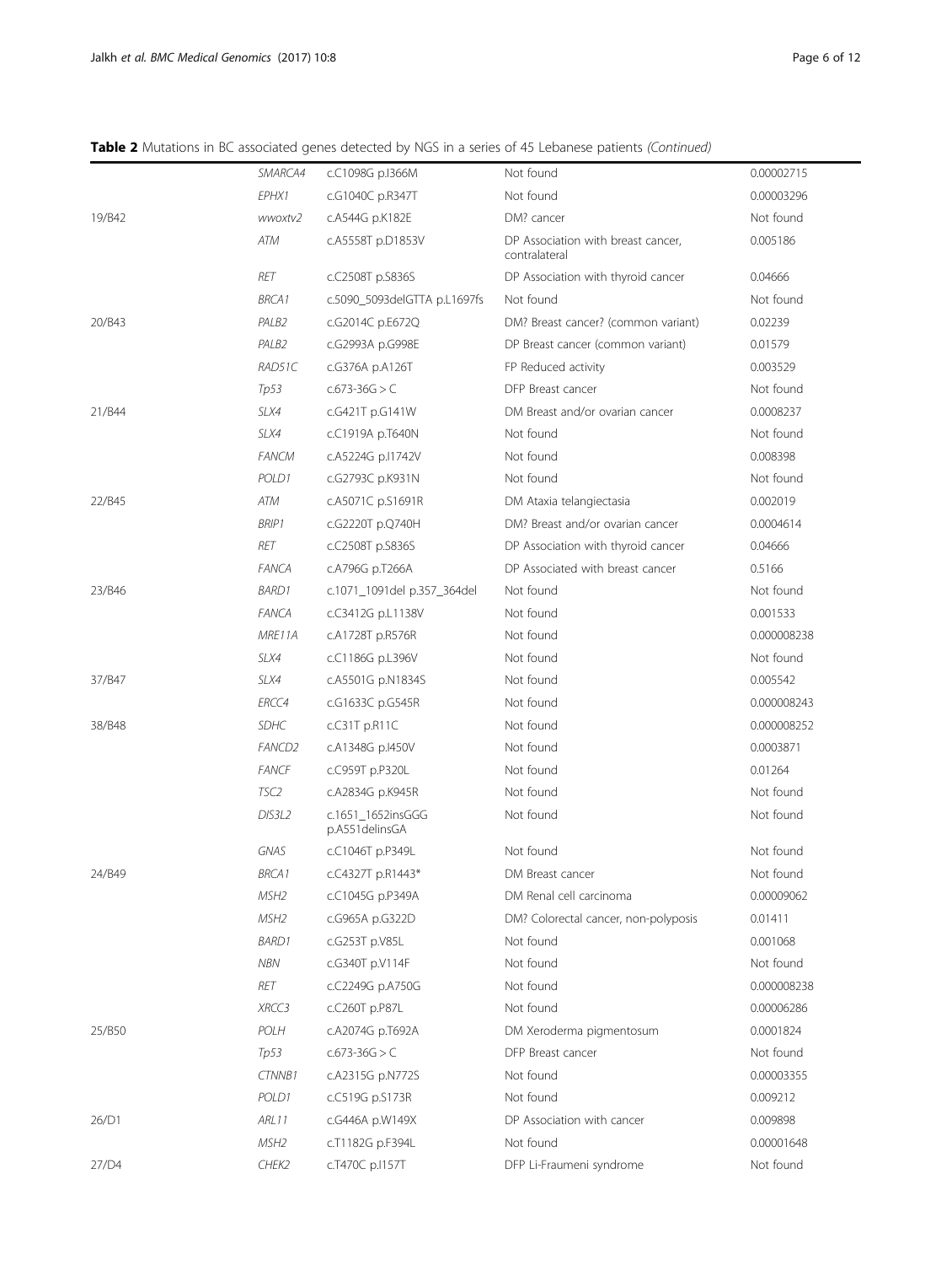**Table 2** Mutations in BC associated genes detected by NGS in a series of 45 Lebanese patients *(Continued)*

| | | | | |
|---|---|---|---|---|
| | *SMARCA4* | c.C1098G p.I366M | Not found | 0.00002715 |
| | *EPHX1* | c.G1040C p.R347T | Not found | 0.00003296 |
| 19/B42 | *wwoxtv2* | c.A544G p.K182E | DM? cancer | Not found |
| | *ATM* | c.A5558T p.D1853V | DP Association with breast cancer, contralateral | 0.005186 |
| | *RET* | c.C2508T p.S836S | DP Association with thyroid cancer | 0.04666 |
| | *BRCA1* | c.5090_5093delGTTA p.L1697fs | Not found | Not found |
| 20/B43 | *PALB2* | c.G2014C p.E672Q | DM? Breast cancer? (common variant) | 0.02239 |
| | *PALB2* | c.G2993A p.G998E | DP Breast cancer (common variant) | 0.01579 |
| | *RAD51C* | c.G376A p.A126T | FP Reduced activity | 0.003529 |
| | *Tp53* | c.673-36G > C | DFP Breast cancer | Not found |
| 21/B44 | *SLX4* | c.G421T p.G141W | DM Breast and/or ovarian cancer | 0.0008237 |
| | *SLX4* | c.C1919A p.T640N | Not found | Not found |
| | *FANCM* | c.A5224G p.I1742V | Not found | 0.008398 |
| | *POLD1* | c.G2793C p.K931N | Not found | Not found |
| 22/B45 | *ATM* | c.A5071C p.S1691R | DM Ataxia telangiectasia | 0.002019 |
| | *BRIP1* | c.G2220T p.Q740H | DM? Breast and/or ovarian cancer | 0.0004614 |
| | *RET* | c.C2508T p.S836S | DP Association with thyroid cancer | 0.04666 |
| | *FANCA* | c.A796G p.T266A | DP Associated with breast cancer | 0.5166 |
| 23/B46 | *BARD1* | c.1071_1091del p.357_364del | Not found | Not found |
| | *FANCA* | c.C3412G p.L1138V | Not found | 0.001533 |
| | *MRE11A* | c.A1728T p.R576R | Not found | 0.000008238 |
| | *SLX4* | c.C1186G p.L396V | Not found | Not found |
| 37/B47 | *SLX4* | c.A5501G p.N1834S | Not found | 0.005542 |
| | *ERCC4* | c.G1633C p.G545R | Not found | 0.000008243 |
| 38/B48 | *SDHC* | c.C31T p.R11C | Not found | 0.000008252 |
| | *FANCD2* | c.A1348G p.I450V | Not found | 0.0003871 |
| | *FANCF* | c.C959T p.P320L | Not found | 0.01264 |
| | *TSC2* | c.A2834G p.K945R | Not found | Not found |
| | *DIS3L2* | c.1651_1652insGGG p.A551delinsGA | Not found | Not found |
| | *GNAS* | c.C1046T p.P349L | Not found | Not found |
| 24/B49 | *BRCA1* | c.C4327T p.R1443* | DM Breast cancer | Not found |
| | *MSH2* | c.C1045G p.P349A | DM Renal cell carcinoma | 0.00009062 |
| | *MSH2* | c.G965A p.G322D | DM? Colorectal cancer, non-polyposis | 0.01411 |
| | *BARD1* | c.G253T p.V85L | Not found | 0.001068 |
| | *NBN* | c.G340T p.V114F | Not found | Not found |
| | *RET* | c.C2249G p.A750G | Not found | 0.000008238 |
| | *XRCC3* | c.C260T p.P87L | Not found | 0.00006286 |
| 25/B50 | *POLH* | c.A2074G p.T692A | DM Xeroderma pigmentosum | 0.0001824 |
| | *Tp53* | c.673-36G > C | DFP Breast cancer | Not found |
| | *CTNNB1* | c.A2315G p.N772S | Not found | 0.00003355 |
| | *POLD1* | c.C519G p.S173R | Not found | 0.009212 |
| 26/D1 | *ARL11* | c.G446A p.W149X | DP Association with cancer | 0.009898 |
| | *MSH2* | c.T1182G p.F394L | Not found | 0.00001648 |
| 27/D4 | *CHEK2* | c.T470C p.I157T | DFP Li-Fraumeni syndrome | Not found |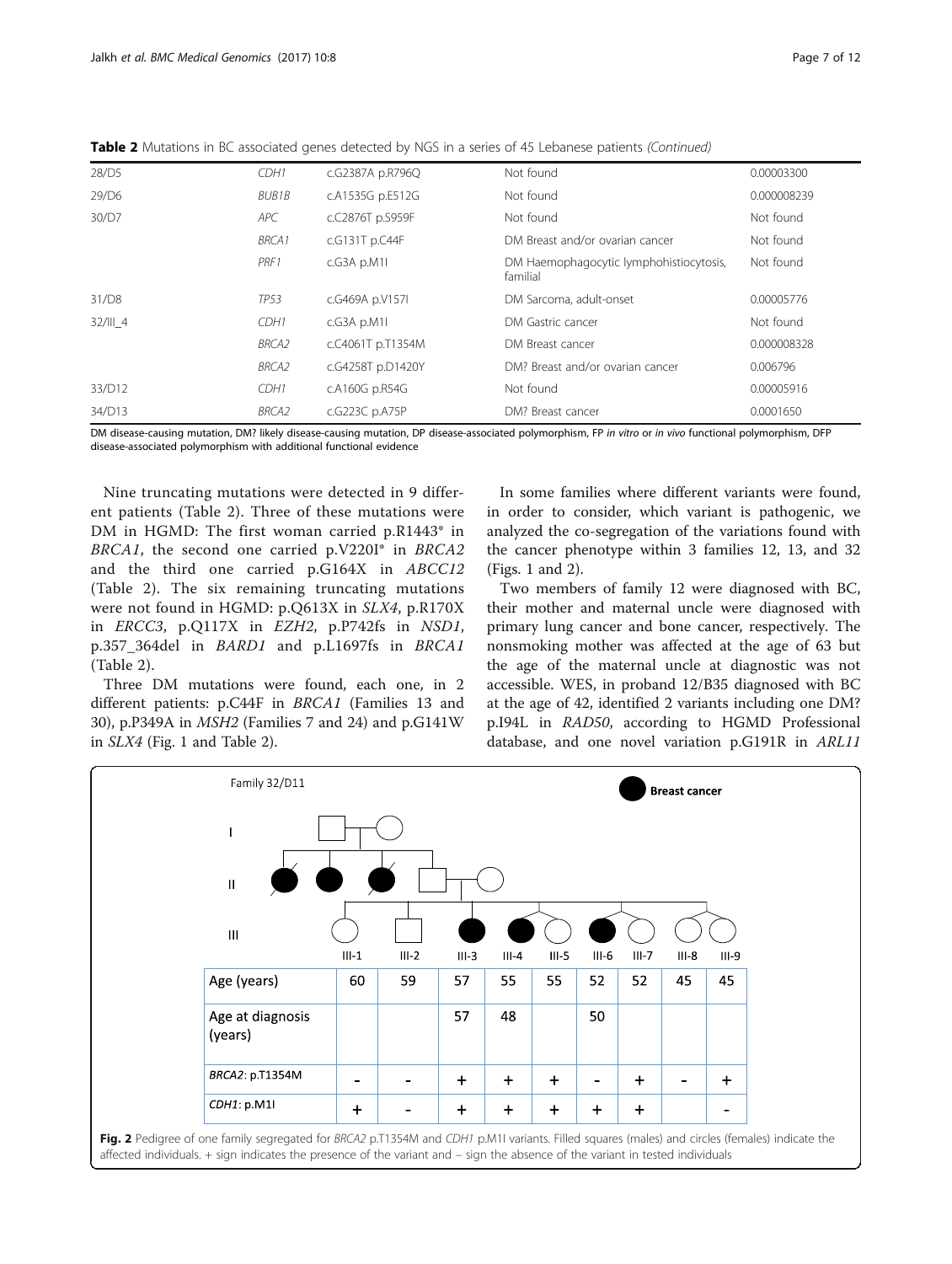**Table 2** Mutations in BC associated genes detected by NGS in a series of 45 Lebanese patients *(Continued)*

| | | | | |
|---|---|---|---|---|
| 28/D5 | *CDH1* | c.G2387A p.R796Q | Not found | 0.00003300 |
| 29/D6 | *BUB1B* | c.A1535G p.E512G | Not found | 0.000008239 |
| 30/D7 | *APC* | c.C2876T p.S959F | Not found | Not found |
| | *BRCA1* | c.G131T p.C44F | DM Breast and/or ovarian cancer | Not found |
| | *PRF1* | c.G3A p.M1I | DM Haemophagocytic lymphohistiocytosis, familial | Not found |
| 31/D8 | *TP53* | c.G469A p.V157I | DM Sarcoma, adult-onset | 0.00005776 |
| 32/III_4 | *CDH1* | c.G3A p.M1I | DM Gastric cancer | Not found |
| | *BRCA2* | c.C4061T p.T1354M | DM Breast cancer | 0.000008328 |
| | *BRCA2* | c.G4258T p.D1420Y | DM? Breast and/or ovarian cancer | 0.006796 |
| 33/D12 | *CDH1* | c.A160G p.R54G | Not found | 0.00005916 |
| 34/D13 | *BRCA2* | c.G223C p.A75P | DM? Breast cancer | 0.0001650 |

DM disease-causing mutation, DM? likely disease-causing mutation, DP disease-associated polymorphism, FP *in vitro* or *in vivo* functional polymorphism, DFP disease-associated polymorphism with additional functional evidence

Nine truncating mutations were detected in 9 different patients (Table 2). Three of these mutations were DM in HGMD: The first woman carried p.R1443* in *BRCA1*, the second one carried p.V220I* in *BRCA2* and the third one carried p.G164X in *ABCC12* (Table 2). The six remaining truncating mutations were not found in HGMD: p.Q613X in *SLX4*, p.R170X in *ERCC3*, p.Q117X in *EZH2*, p.P742fs in *NSD1*, p.357_364del in *BARD1* and p.L1697fs in *BRCA1* (Table 2).

Three DM mutations were found, each one, in 2 different patients: p.C44F in *BRCA1* (Families 13 and 30), p.P349A in *MSH2* (Families 7 and 24) and p.G141W in *SLX4* (Fig. 1 and Table 2).

In some families where different variants were found, in order to consider, which variant is pathogenic, we analyzed the co-segregation of the variations found with the cancer phenotype within 3 families 12, 13, and 32 (Figs. 1 and 2).

Two members of family 12 were diagnosed with BC, their mother and maternal uncle were diagnosed with primary lung cancer and bone cancer, respectively. The nonsmoking mother was affected at the age of 63 but the age of the maternal uncle at diagnostic was not accessible. WES, in proband 12/B35 diagnosed with BC at the age of 42, identified 2 variants including one DM? p.I94L in *RAD50*, according to HGMD Professional database, and one novel variation p.G191R in *ARL11*

**Fig. 2** Pedigree of one family segregated for *BRCA2* p.T1354M and *CDH1* p.M1I variants. Filled squares (males) and circles (females) indicate the affected individuals. + sign indicates the presence of the variant and – sign the absence of the variant in tested individuals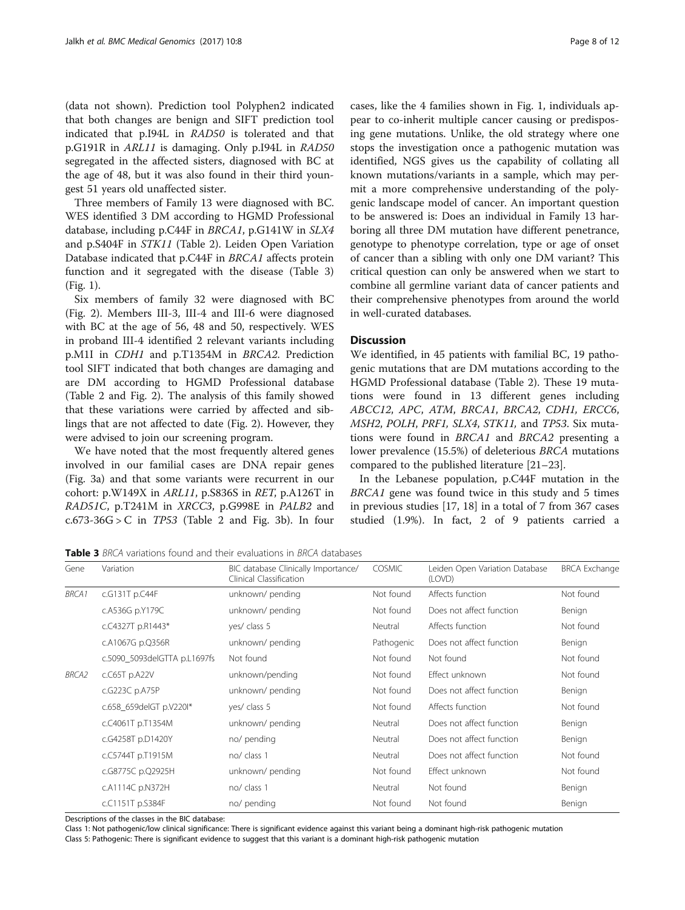(data not shown). Prediction tool Polyphen2 indicated that both changes are benign and SIFT prediction tool indicated that p.I94L in *RAD50* is tolerated and that p.G191R in *ARL11* is damaging. Only p.I94L in *RAD50* segregated in the affected sisters, diagnosed with BC at the age of 48, but it was also found in their third youngest 51 years old unaffected sister.

Three members of Family 13 were diagnosed with BC. WES identified 3 DM according to HGMD Professional database, including p.C44F in *BRCA1*, p.G141W in *SLX4* and p.S404F in *STK11* (Table 2). Leiden Open Variation Database indicated that p.C44F in *BRCA1* affects protein function and it segregated with the disease (Table 3) (Fig. 1).

Six members of family 32 were diagnosed with BC (Fig. 2). Members III-3, III-4 and III-6 were diagnosed with BC at the age of 56, 48 and 50, respectively. WES in proband III-4 identified 2 relevant variants including p.M1I in *CDH1* and p.T1354M in *BRCA2*. Prediction tool SIFT indicated that both changes are damaging and are DM according to HGMD Professional database (Table 2 and Fig. 2). The analysis of this family showed that these variations were carried by affected and siblings that are not affected to date (Fig. 2). However, they were advised to join our screening program.

We have noted that the most frequently altered genes involved in our familial cases are DNA repair genes (Fig. 3a) and that some variants were recurrent in our cohort: p.W149X in *ARL11*, p.S836S in *RET*, p.A126T in *RAD51C*, p.T241M in *XRCC3*, p.G998E in *PALB2* and c.673-36G > C in *TP53* (Table 2 and Fig. 3b). In four cases, like the 4 families shown in Fig. 1, individuals appear to co-inherit multiple cancer causing or predisposing gene mutations. Unlike, the old strategy where one stops the investigation once a pathogenic mutation was identified, NGS gives us the capability of collating all known mutations/variants in a sample, which may permit a more comprehensive understanding of the polygenic landscape model of cancer. An important question to be answered is: Does an individual in Family 13 harboring all three DM mutation have different penetrance, genotype to phenotype correlation, type or age of onset of cancer than a sibling with only one DM variant? This critical question can only be answered when we start to combine all germline variant data of cancer patients and their comprehensive phenotypes from around the world in well-curated databases.

## Discussion

We identified, in 45 patients with familial BC, 19 pathogenic mutations that are DM mutations according to the HGMD Professional database (Table 2). These 19 mutations were found in 13 different genes including *ABCC12*, *APC*, *ATM*, *BRCA1*, *BRCA2*, *CDH1*, *ERCC6*, *MSH2*, *POLH*, *PRF1*, *SLX4*, *STK11*, and *TP53*. Six mutations were found in *BRCA1* and *BRCA2* presenting a lower prevalence (15.5%) of deleterious *BRCA* mutations compared to the published literature [21–23].

In the Lebanese population, p.C44F mutation in the *BRCA1* gene was found twice in this study and 5 times in previous studies [17, 18] in a total of 7 from 367 cases studied (1.9%). In fact, 2 of 9 patients carried a

**Table 3** *BRCA* variations found and their evaluations in *BRCA* databases

| Gene | Variation | BIC database Clinically Importance/ Clinical Classification | COSMIC | Leiden Open Variation Database (LOVD) | BRCA Exchange |
|---|---|---|---|---|---|
| *BRCA1* | c.G131T p.C44F | unknown/ pending | Not found | Affects function | Not found |
| | c.A536G p.Y179C | unknown/ pending | Not found | Does not affect function | Benign |
| | c.C4327T p.R1443* | yes/ class 5 | Neutral | Affects function | Not found |
| | c.A1067G p.Q356R | unknown/ pending | Pathogenic | Does not affect function | Benign |
| | c.5090_5093delGTTA p.L1697fs | Not found | Not found | Not found | Not found |
| *BRCA2* | c.C65T p.A22V | unknown/pending | Not found | Effect unknown | Not found |
| | c.G223C p.A75P | unknown/ pending | Not found | Does not affect function | Benign |
| | c.658_659delGT p.V220I* | yes/ class 5 | Not found | Affects function | Not found |
| | c.C4061T p.T1354M | unknown/ pending | Neutral | Does not affect function | Benign |
| | c.G4258T p.D1420Y | no/ pending | Neutral | Does not affect function | Benign |
| | c.C5744T p.T1915M | no/ class 1 | Neutral | Does not affect function | Not found |
| | c.G8775C p.Q2925H | unknown/ pending | Not found | Effect unknown | Not found |
| | c.A1114C p.N372H | no/ class 1 | Neutral | Not found | Benign |
| | c.C1151T p.S384F | no/ pending | Not found | Not found | Benign |

Descriptions of the classes in the BIC database:
Class 1: Not pathogenic/low clinical significance: There is significant evidence against this variant being a dominant high-risk pathogenic mutation
Class 5: Pathogenic: There is significant evidence to suggest that this variant is a dominant high-risk pathogenic mutation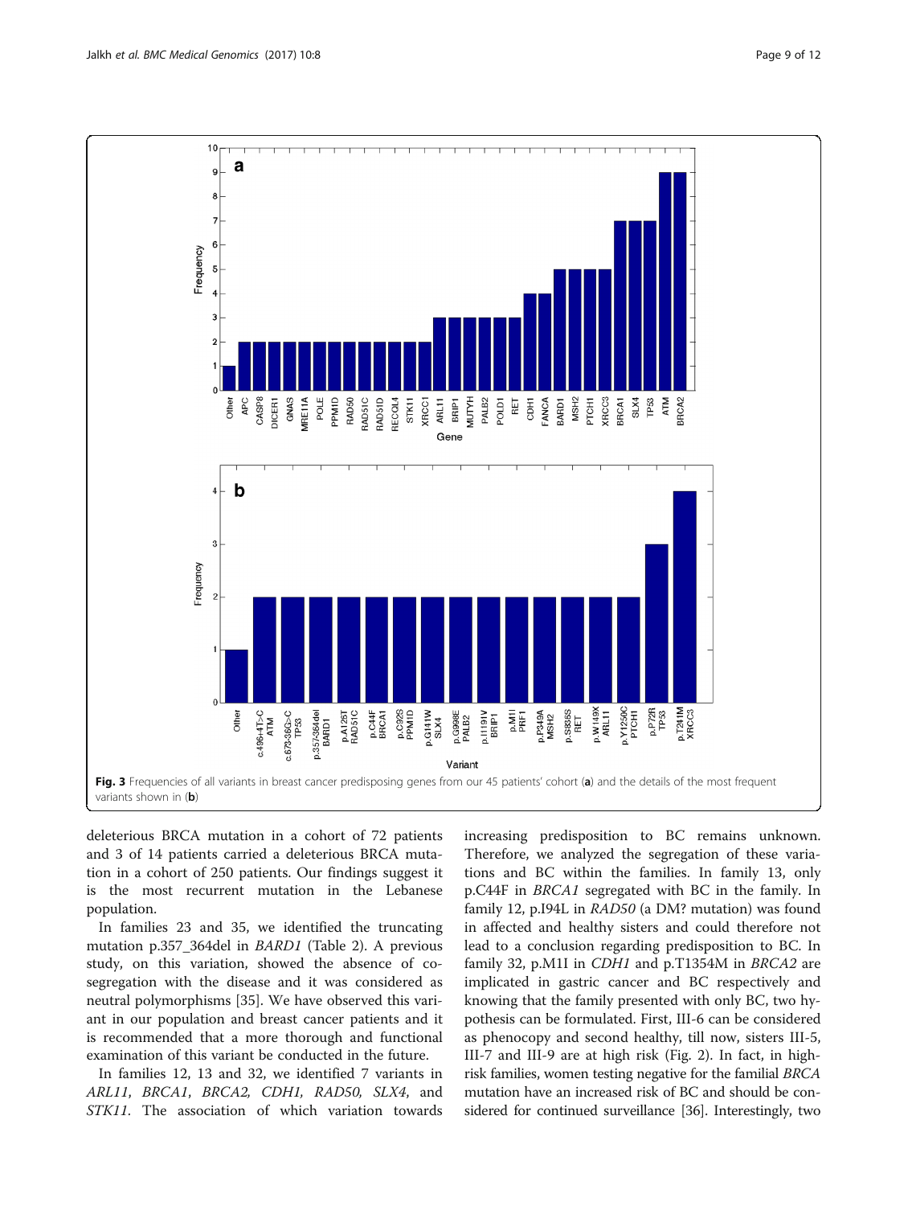Fig. 3 Frequencies of all variants in breast cancer predisposing genes from our 45 patients' cohort (**a**) and the details of the most frequent variants shown in (**b**)

deleterious BRCA mutation in a cohort of 72 patients and 3 of 14 patients carried a deleterious BRCA mutation in a cohort of 250 patients. Our findings suggest it is the most recurrent mutation in the Lebanese population.

In families 23 and 35, we identified the truncating mutation p.357_364del in *BARD1* (Table 2). A previous study, on this variation, showed the absence of co-segregation with the disease and it was considered as neutral polymorphisms [35]. We have observed this variant in our population and breast cancer patients and it is recommended that a more thorough and functional examination of this variant be conducted in the future.

In families 12, 13 and 32, we identified 7 variants in *ARL11*, *BRCA1*, *BRCA2*, *CDH1*, *RAD50*, *SLX4*, and *STK11*. The association of which variation towards increasing predisposition to BC remains unknown. Therefore, we analyzed the segregation of these variations and BC within the families. In family 13, only p.C44F in *BRCA1* segregated with BC in the family. In family 12, p.I94L in *RAD50* (a DM? mutation) was found in affected and healthy sisters and could therefore not lead to a conclusion regarding predisposition to BC. In family 32, p.M1I in *CDH1* and p.T1354M in *BRCA2* are implicated in gastric cancer and BC respectively and knowing that the family presented with only BC, two hypothesis can be formulated. First, III-6 can be considered as phenocopy and second healthy, till now, sisters III-5, III-7 and III-9 are at high risk (Fig. 2). In fact, in high-risk families, women testing negative for the familial *BRCA* mutation have an increased risk of BC and should be considered for continued surveillance [36]. Interestingly, two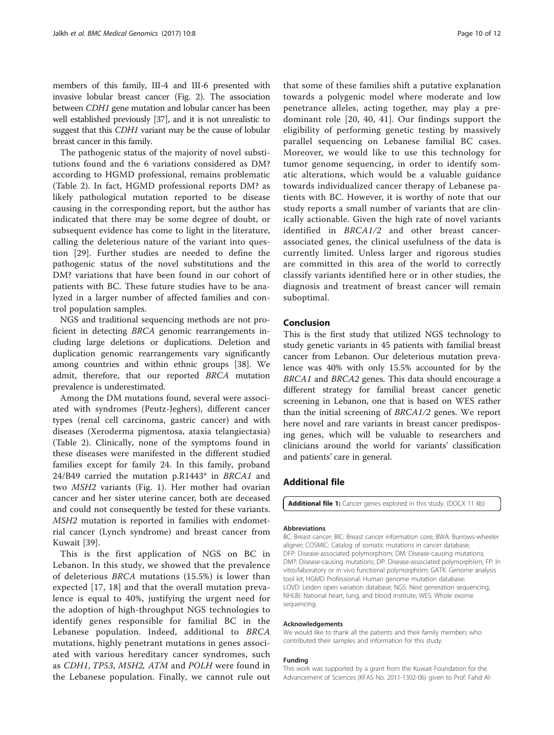members of this family, III-4 and III-6 presented with invasive lobular breast cancer (Fig. 2). The association between *CDH1* gene mutation and lobular cancer has been well established previously [37], and it is not unrealistic to suggest that this *CDH1* variant may be the cause of lobular breast cancer in this family.

The pathogenic status of the majority of novel substitutions found and the 6 variations considered as DM? according to HGMD professional, remains problematic (Table 2). In fact, HGMD professional reports DM? as likely pathological mutation reported to be disease causing in the corresponding report, but the author has indicated that there may be some degree of doubt, or subsequent evidence has come to light in the literature, calling the deleterious nature of the variant into question [29]. Further studies are needed to define the pathogenic status of the novel substitutions and the DM? variations that have been found in our cohort of patients with BC. These future studies have to be analyzed in a larger number of affected families and control population samples.

NGS and traditional sequencing methods are not proficient in detecting *BRCA* genomic rearrangements including large deletions or duplications. Deletion and duplication genomic rearrangements vary significantly among countries and within ethnic groups [38]. We admit, therefore, that our reported *BRCA* mutation prevalence is underestimated.

Among the DM mutations found, several were associated with syndromes (Peutz-Jeghers), different cancer types (renal cell carcinoma, gastric cancer) and with diseases (Xeroderma pigmentosa, ataxia telangiectasia) (Table 2). Clinically, none of the symptoms found in these diseases were manifested in the different studied families except for family 24. In this family, proband 24/B49 carried the mutation p.R1443* in *BRCA1* and two *MSH2* variants (Fig. 1). Her mother had ovarian cancer and her sister uterine cancer, both are deceased and could not consequently be tested for these variants. *MSH2* mutation is reported in families with endometrial cancer (Lynch syndrome) and breast cancer from Kuwait [39].

This is the first application of NGS on BC in Lebanon. In this study, we showed that the prevalence of deleterious *BRCA* mutations (15.5%) is lower than expected [17, 18] and that the overall mutation prevalence is equal to 40%, justifying the urgent need for the adoption of high-throughput NGS technologies to identify genes responsible for familial BC in the Lebanese population. Indeed, additional to *BRCA* mutations, highly penetrant mutations in genes associated with various hereditary cancer syndromes, such as *CDH1*, *TP53*, *MSH2, ATM* and *POLH* were found in the Lebanese population. Finally, we cannot rule out that some of these families shift a putative explanation towards a polygenic model where moderate and low penetrance alleles, acting together, may play a predominant role [20, 40, 41]. Our findings support the eligibility of performing genetic testing by massively parallel sequencing on Lebanese familial BC cases. Moreover, we would like to use this technology for tumor genome sequencing, in order to identify somatic alterations, which would be a valuable guidance towards individualized cancer therapy of Lebanese patients with BC. However, it is worthy of note that our study reports a small number of variants that are clinically actionable. Given the high rate of novel variants identified in *BRCA1/2* and other breast cancer-associated genes, the clinical usefulness of the data is currently limited. Unless larger and rigorous studies are committed in this area of the world to correctly classify variants identified here or in other studies, the diagnosis and treatment of breast cancer will remain suboptimal.

## Conclusion

This is the first study that utilized NGS technology to study genetic variants in 45 patients with familial breast cancer from Lebanon. Our deleterious mutation prevalence was 40% with only 15.5% accounted for by the *BRCA1* and *BRCA2* genes. This data should encourage a different strategy for familial breast cancer genetic screening in Lebanon, one that is based on WES rather than the initial screening of *BRCA1/2* genes. We report here novel and rare variants in breast cancer predisposing genes, which will be valuable to researchers and clinicians around the world for variants' classification and patients' care in general.

## Additional file

**Additional file 1:** Cancer genes explored in this study. (DOCX 11 kb)

#### Abbreviations

BC: Breast cancer; BIC: Breast cancer information core; BWA: Burrows-wheeler aligner; COSMIC: Catalog of somatic mutations in cancer database; DFP: Disease-associated polymorphism; DM: Disease-causing mutations; DM?: Disease-causing mutations; DP: Disease-associated polymorphism; FP: In vitro/laboratory or in vivo functional polymorphism; GATK: Genome analysis tool kit; HGMD Professional: Human genome mutation database; LOVD: Leiden open variation database; NGS: Next generation sequencing; NHLBI: National heart, lung, and blood institute; WES: Whole exome sequencing.

#### Acknowledgements

We would like to thank all the patients and their family members who contributed their samples and information for this study.

#### Funding

This work was supported by a grant from the Kuwait Foundation for the Advancement of Sciences (KFAS No. 2011-1302-06) given to Prof. Fahd Al-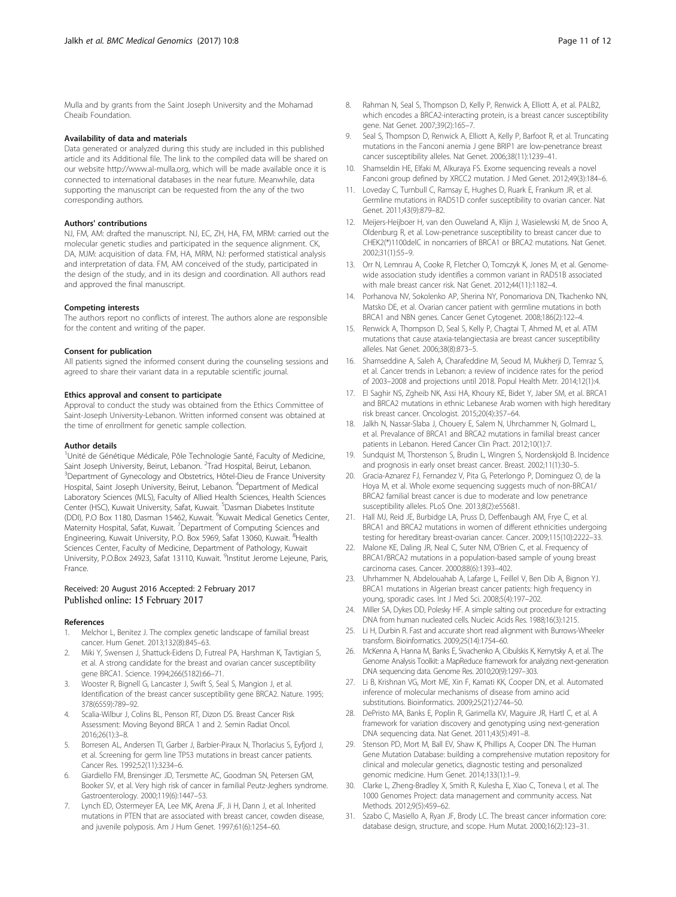Mulla and by grants from the Saint Joseph University and the Mohamad Cheaib Foundation.

#### Availability of data and materials

Data generated or analyzed during this study are included in this published article and its Additional file. The link to the compiled data will be shared on our website http://www.al-mulla.org, which will be made available once it is connected to international databases in the near future. Meanwhile, data supporting the manuscript can be requested from the any of the two corresponding authors.

#### Authors' contributions

NJ, FM, AM: drafted the manuscript. NJ, EC, ZH, HA, FM, MRM: carried out the molecular genetic studies and participated in the sequence alignment. CK, DA, MJM: acquisition of data. FM, HA, MRM, NJ: performed statistical analysis and interpretation of data. FM, AM conceived of the study, participated in the design of the study, and in its design and coordination. All authors read and approved the final manuscript.

#### Competing interests

The authors report no conflicts of interest. The authors alone are responsible for the content and writing of the paper.

#### Consent for publication

All patients signed the informed consent during the counseling sessions and agreed to share their variant data in a reputable scientific journal.

#### Ethics approval and consent to participate

Approval to conduct the study was obtained from the Ethics Committee of Saint-Joseph University-Lebanon. Written informed consent was obtained at the time of enrollment for genetic sample collection.

#### Author details

[1]Unité de Génétique Médicale, Pôle Technologie Santé, Faculty of Medicine, Saint Joseph University, Beirut, Lebanon. [2]Trad Hospital, Beirut, Lebanon. [3]Department of Gynecology and Obstetrics, Hôtel-Dieu de France University Hospital, Saint Joseph University, Beirut, Lebanon. [4]Department of Medical Laboratory Sciences (MLS), Faculty of Allied Health Sciences, Health Sciences Center (HSC), Kuwait University, Safat, Kuwait. [5]Dasman Diabetes Institute (DDI), P.O Box 1180, Dasman 15462, Kuwait. [6]Kuwait Medical Genetics Center, Maternity Hospital, Safat, Kuwait. [7]Department of Computing Sciences and Engineering, Kuwait University, P.O. Box 5969, Safat 13060, Kuwait. [8]Health Sciences Center, Faculty of Medicine, Department of Pathology, Kuwait University, P.O.Box 24923, Safat 13110, Kuwait. [9]Institut Jerome Lejeune, Paris, France.

Received: 20 August 2016 Accepted: 2 February 2017
Published online: 15 February 2017

#### References

1. Melchor L, Benitez J. The complex genetic landscape of familial breast cancer. Hum Genet. 2013;132(8):845–63.
2. Miki Y, Swensen J, Shattuck-Eidens D, Futreal PA, Harshman K, Tavtigian S, et al. A strong candidate for the breast and ovarian cancer susceptibility gene BRCA1. Science. 1994;266(5182):66–71.
3. Wooster R, Bignell G, Lancaster J, Swift S, Seal S, Mangion J, et al. Identification of the breast cancer susceptibility gene BRCA2. Nature. 1995; 378(6559):789–92.
4. Scalia-Wilbur J, Colins BL, Penson RT, Dizon DS. Breast Cancer Risk Assessment: Moving Beyond BRCA 1 and 2. Semin Radiat Oncol. 2016;26(1):3–8.
5. Borresen AL, Andersen TI, Garber J, Barbier-Piraux N, Thorlacius S, Eyfjord J, et al. Screening for germ line TP53 mutations in breast cancer patients. Cancer Res. 1992;52(11):3234–6.
6. Giardiello FM, Brensinger JD, Tersmette AC, Goodman SN, Petersen GM, Booker SV, et al. Very high risk of cancer in familial Peutz-Jeghers syndrome. Gastroenterology. 2000;119(6):1447–53.
7. Lynch ED, Ostermeyer EA, Lee MK, Arena JF, Ji H, Dann J, et al. Inherited mutations in PTEN that are associated with breast cancer, cowden disease, and juvenile polyposis. Am J Hum Genet. 1997;61(6):1254–60.
8. Rahman N, Seal S, Thompson D, Kelly P, Renwick A, Elliott A, et al. PALB2, which encodes a BRCA2-interacting protein, is a breast cancer susceptibility gene. Nat Genet. 2007;39(2):165–7.
9. Seal S, Thompson D, Renwick A, Elliott A, Kelly P, Barfoot R, et al. Truncating mutations in the Fanconi anemia J gene BRIP1 are low-penetrance breast cancer susceptibility alleles. Nat Genet. 2006;38(11):1239–41.
10. Shamseldin HE, Elfaki M, Alkuraya FS. Exome sequencing reveals a novel Fanconi group defined by XRCC2 mutation. J Med Genet. 2012;49(3):184–6.
11. Loveday C, Turnbull C, Ramsay E, Hughes D, Ruark E, Frankum JR, et al. Germline mutations in RAD51D confer susceptibility to ovarian cancer. Nat Genet. 2011;43(9):879–82.
12. Meijers-Heijboer H, van den Ouweland A, Klijn J, Wasielewski M, de Snoo A, Oldenburg R, et al. Low-penetrance susceptibility to breast cancer due to CHEK2(*)1100delC in noncarriers of BRCA1 or BRCA2 mutations. Nat Genet. 2002;31(1):55–9.
13. Orr N, Lemnrau A, Cooke R, Fletcher O, Tomczyk K, Jones M, et al. Genome-wide association study identifies a common variant in RAD51B associated with male breast cancer risk. Nat Genet. 2012;44(11):1182–4.
14. Porhanova NV, Sokolenko AP, Sherina NY, Ponomariova DN, Tkachenko NN, Matsko DE, et al. Ovarian cancer patient with germline mutations in both BRCA1 and NBN genes. Cancer Genet Cytogenet. 2008;186(2):122–4.
15. Renwick A, Thompson D, Seal S, Kelly P, Chagtai T, Ahmed M, et al. ATM mutations that cause ataxia-telangiectasia are breast cancer susceptibility alleles. Nat Genet. 2006;38(8):873–5.
16. Shamseddine A, Saleh A, Charafeddine M, Seoud M, Mukherji D, Temraz S, et al. Cancer trends in Lebanon: a review of incidence rates for the period of 2003–2008 and projections until 2018. Popul Health Metr. 2014;12(1):4.
17. El Saghir NS, Zgheib NK, Assi HA, Khoury KE, Bidet Y, Jaber SM, et al. BRCA1 and BRCA2 mutations in ethnic Lebanese Arab women with high hereditary risk breast cancer. Oncologist. 2015;20(4):357–64.
18. Jalkh N, Nassar-Slaba J, Chouery E, Salem N, Uhrchammer N, Golmard L, et al. Prevalance of BRCA1 and BRCA2 mutations in familial breast cancer patients in Lebanon. Hered Cancer Clin Pract. 2012;10(1):7.
19. Sundquist M, Thorstenson S, Brudin L, Wingren S, Nordenskjold B. Incidence and prognosis in early onset breast cancer. Breast. 2002;11(1):30–5.
20. Gracia-Aznarez FJ, Fernandez V, Pita G, Peterlongo P, Dominguez O, de la Hoya M, et al. Whole exome sequencing suggests much of non-BRCA1/ BRCA2 familial breast cancer is due to moderate and low penetrance susceptibility alleles. PLoS One. 2013;8(2):e55681.
21. Hall MJ, Reid JE, Burbidge LA, Pruss D, Deffenbaugh AM, Frye C, et al. BRCA1 and BRCA2 mutations in women of different ethnicities undergoing testing for hereditary breast-ovarian cancer. Cancer. 2009;115(10):2222–33.
22. Malone KE, Daling JR, Neal C, Suter NM, O'Brien C, et al. Frequency of BRCA1/BRCA2 mutations in a population-based sample of young breast carcinoma cases. Cancer. 2000;88(6):1393–402.
23. Uhrhammer N, Abdelouahab A, Lafarge L, Feillel V, Ben Dib A, Bignon YJ. BRCA1 mutations in Algerian breast cancer patients: high frequency in young, sporadic cases. Int J Med Sci. 2008;5(4):197–202.
24. Miller SA, Dykes DD, Polesky HF. A simple salting out procedure for extracting DNA from human nucleated cells. Nucleic Acids Res. 1988;16(3):1215.
25. Li H, Durbin R. Fast and accurate short read alignment with Burrows-Wheeler transform. Bioinformatics. 2009;25(14):1754–60.
26. McKenna A, Hanna M, Banks E, Sivachenko A, Cibulskis K, Kernytsky A, et al. The Genome Analysis Toolkit: a MapReduce framework for analyzing next-generation DNA sequencing data. Genome Res. 2010;20(9):1297–303.
27. Li B, Krishnan VG, Mort ME, Xin F, Kamati KK, Cooper DN, et al. Automated inference of molecular mechanisms of disease from amino acid substitutions. Bioinformatics. 2009;25(21):2744–50.
28. DePristo MA, Banks E, Poplin R, Garimella KV, Maguire JR, Hartl C, et al. A framework for variation discovery and genotyping using next-generation DNA sequencing data. Nat Genet. 2011;43(5):491–8.
29. Stenson PD, Mort M, Ball EV, Shaw K, Phillips A, Cooper DN. The Human Gene Mutation Database: building a comprehensive mutation repository for clinical and molecular genetics, diagnostic testing and personalized genomic medicine. Hum Genet. 2014;133(1):1–9.
30. Clarke L, Zheng-Bradley X, Smith R, Kulesha E, Xiao C, Toneva I, et al. The 1000 Genomes Project: data management and community access. Nat Methods. 2012;9(5):459–62.
31. Szabo C, Masiello A, Ryan JF, Brody LC. The breast cancer information core: database design, structure, and scope. Hum Mutat. 2000;16(2):123–31.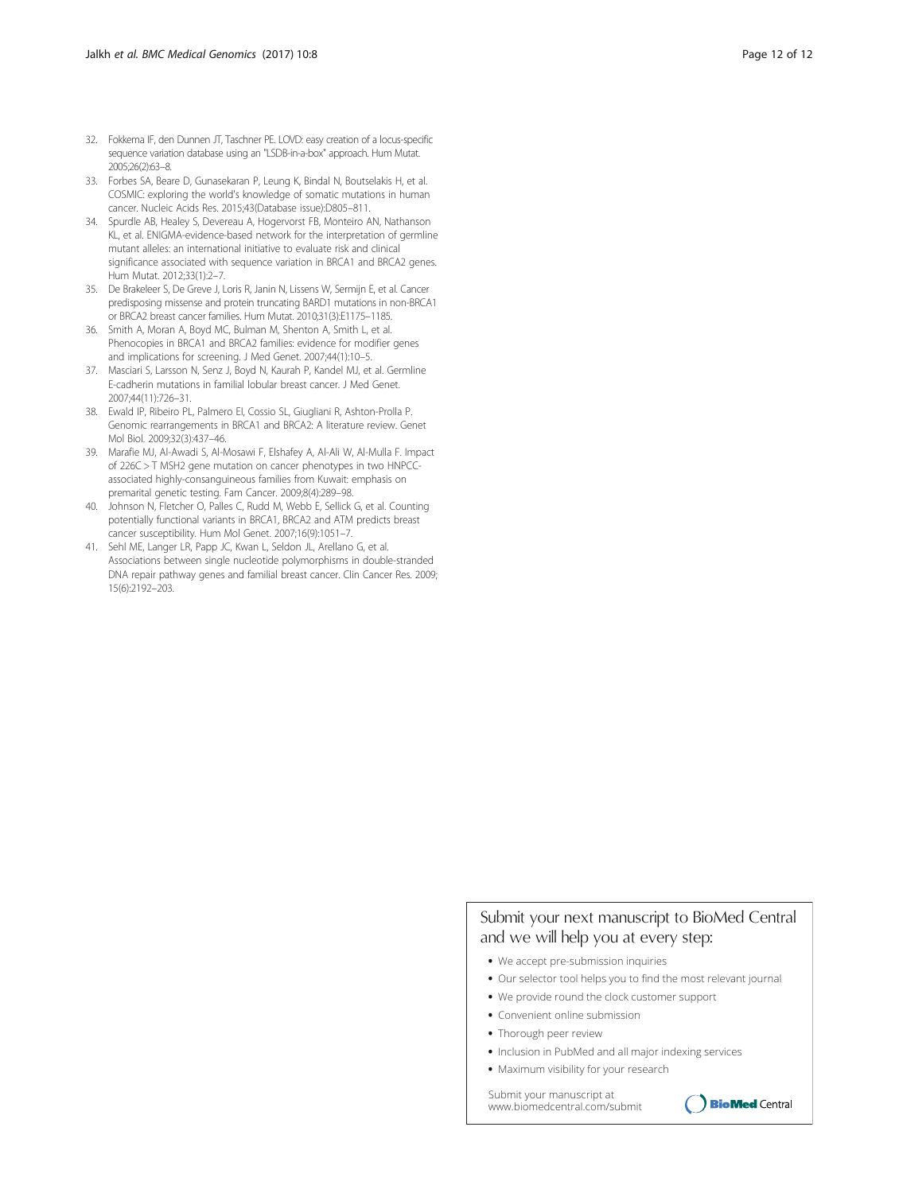32. Fokkema IF, den Dunnen JT, Taschner PE. LOVD: easy creation of a locus-specific sequence variation database using an "LSDB-in-a-box" approach. Hum Mutat. 2005;26(2):63–8.
33. Forbes SA, Beare D, Gunasekaran P, Leung K, Bindal N, Boutselakis H, et al. COSMIC: exploring the world's knowledge of somatic mutations in human cancer. Nucleic Acids Res. 2015;43(Database issue):D805–811.
34. Spurdle AB, Healey S, Devereau A, Hogervorst FB, Monteiro AN, Nathanson KL, et al. ENIGMA-evidence-based network for the interpretation of germline mutant alleles: an international initiative to evaluate risk and clinical significance associated with sequence variation in BRCA1 and BRCA2 genes. Hum Mutat. 2012;33(1):2–7.
35. De Brakeleer S, De Greve J, Loris R, Janin N, Lissens W, Sermijn E, et al. Cancer predisposing missense and protein truncating BARD1 mutations in non-BRCA1 or BRCA2 breast cancer families. Hum Mutat. 2010;31(3):E1175–1185.
36. Smith A, Moran A, Boyd MC, Bulman M, Shenton A, Smith L, et al. Phenocopies in BRCA1 and BRCA2 families: evidence for modifier genes and implications for screening. J Med Genet. 2007;44(1):10–5.
37. Masciari S, Larsson N, Senz J, Boyd N, Kaurah P, Kandel MJ, et al. Germline E-cadherin mutations in familial lobular breast cancer. J Med Genet. 2007;44(11):726–31.
38. Ewald IP, Ribeiro PL, Palmero EI, Cossio SL, Giugliani R, Ashton-Prolla P. Genomic rearrangements in BRCA1 and BRCA2: A literature review. Genet Mol Biol. 2009;32(3):437–46.
39. Marafie MJ, Al-Awadi S, Al-Mosawi F, Elshafey A, Al-Ali W, Al-Mulla F. Impact of 226C > T MSH2 gene mutation on cancer phenotypes in two HNPCC-associated highly-consanguineous families from Kuwait: emphasis on premarital genetic testing. Fam Cancer. 2009;8(4):289–98.
40. Johnson N, Fletcher O, Palles C, Rudd M, Webb E, Sellick G, et al. Counting potentially functional variants in BRCA1, BRCA2 and ATM predicts breast cancer susceptibility. Hum Mol Genet. 2007;16(9):1051–7.
41. Sehl ME, Langer LR, Papp JC, Kwan L, Seldon JL, Arellano G, et al. Associations between single nucleotide polymorphisms in double-stranded DNA repair pathway genes and familial breast cancer. Clin Cancer Res. 2009;15(6):2192–203.

Submit your next manuscript to BioMed Central and we will help you at every step:

- We accept pre-submission inquiries
- Our selector tool helps you to find the most relevant journal
- We provide round the clock customer support
- Convenient online submission
- Thorough peer review
- Inclusion in PubMed and all major indexing services
- Maximum visibility for your research

Submit your manuscript at
www.biomedcentral.com/submit

BioMed Central